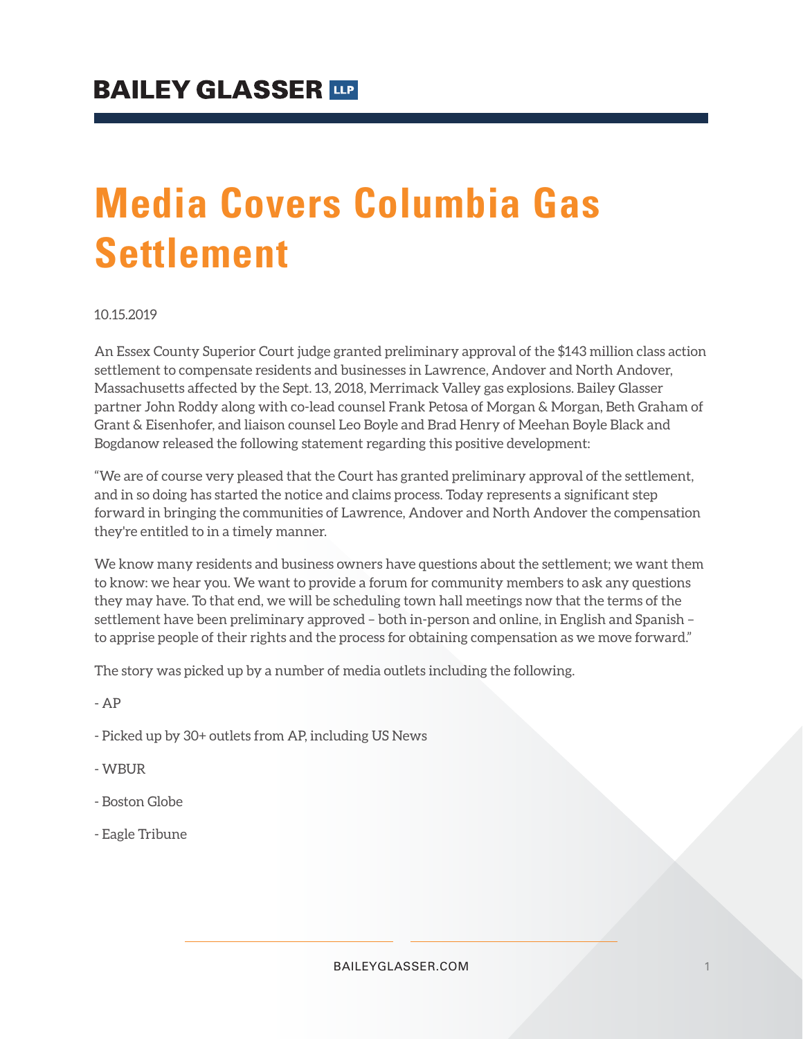BAILEY GLASSER LLP

# Media Covers Columbia Gas Settlement

10.15.2019

An Essex County Superior Court judge granted preliminary approval of the $143 million class action settlement to compensate residents and businesses in Lawrence, Andover and North Andover, Massachusetts affected by the Sept. 13, 2018, Merrimack Valley gas explosions. Bailey Glasser partner John Roddy along with co-lead counsel Frank Petosa of Morgan & Morgan, Beth Graham of Grant & Eisenhofer, and liaison counsel Leo Boyle and Brad Henry of Meehan Boyle Black and Bogdanow released the following statement regarding this positive development:

"We are of course very pleased that the Court has granted preliminary approval of the settlement, and in so doing has started the notice and claims process. Today represents a significant step forward in bringing the communities of Lawrence, Andover and North Andover the compensation they're entitled to in a timely manner.

We know many residents and business owners have questions about the settlement; we want them to know: we hear you. We want to provide a forum for community members to ask any questions they may have. To that end, we will be scheduling town hall meetings now that the terms of the settlement have been preliminary approved – both in-person and online, in English and Spanish – to apprise people of their rights and the process for obtaining compensation as we move forward."

The story was picked up by a number of media outlets including the following.

- AP

- Picked up by 30+ outlets from AP, including US News

- WBUR

- Boston Globe

- Eagle Tribune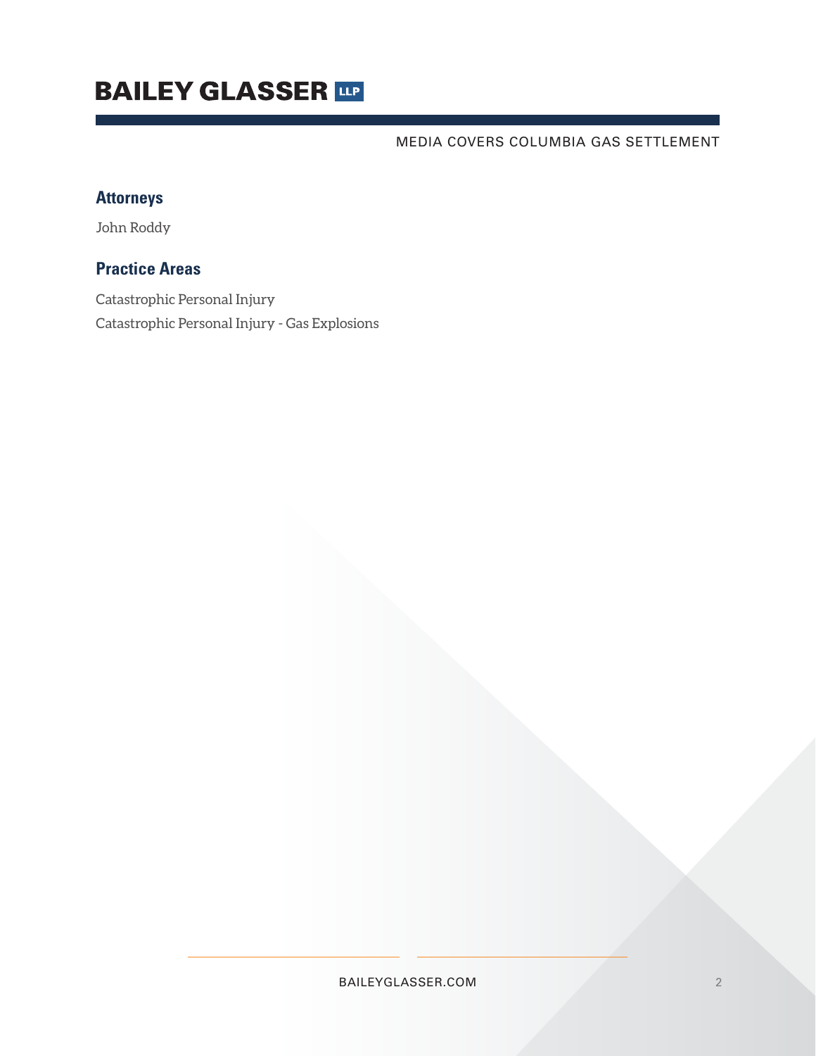## Attorneys

John Roddy

## Practice Areas

Catastrophic Personal Injury

Catastrophic Personal Injury - Gas Explosions